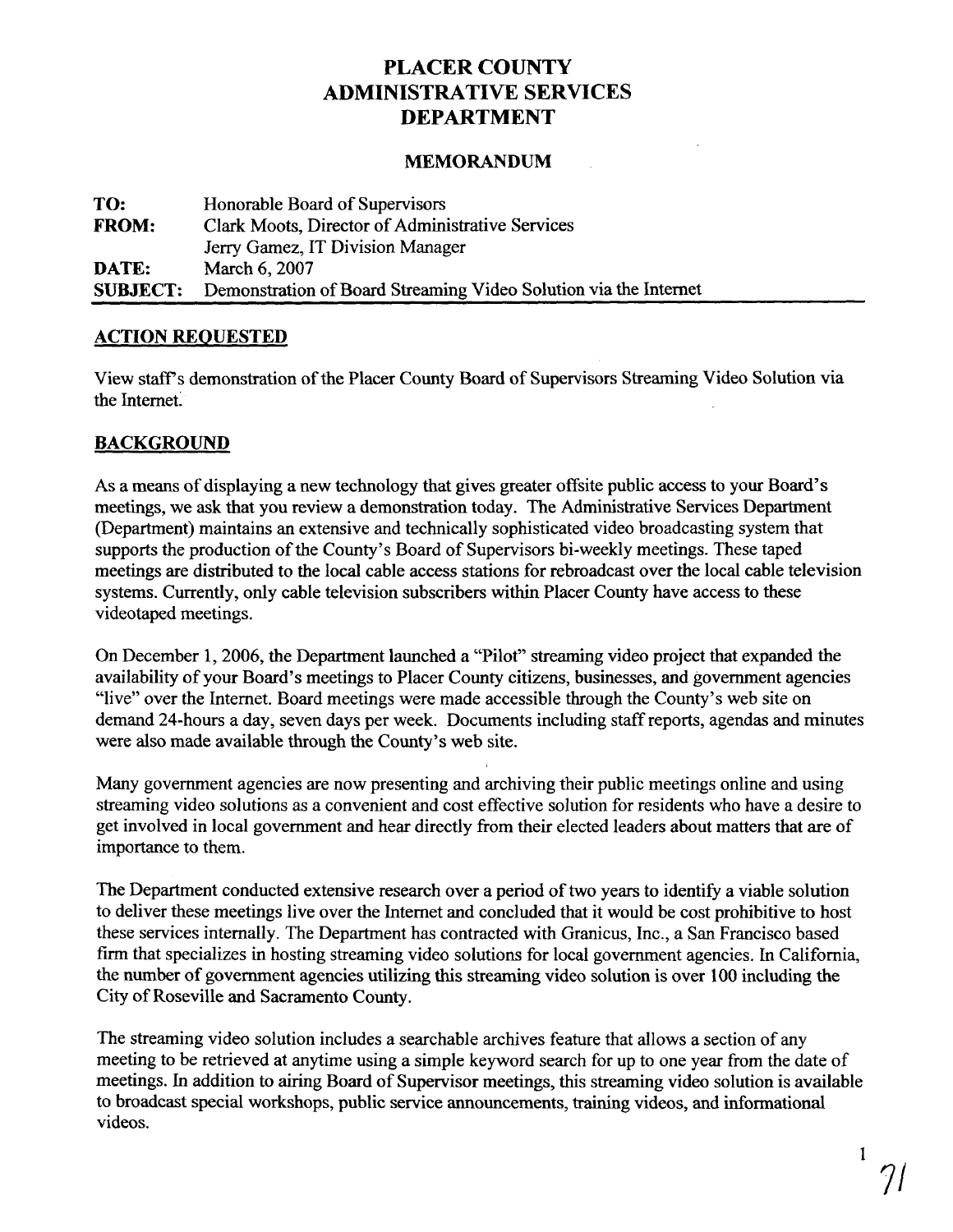# PLACER COUNTY
# ADMINISTRATIVE SERVICES
# DEPARTMENT

## MEMORANDUM

| | |
|---|---|
| **TO:** | Honorable Board of Supervisors |
| **FROM:** | Clark Moots, Director of Administrative Services |
| | Jerry Gamez, IT Division Manager |
| **DATE:** | March 6, 2007 |
| **SUBJECT:** | Demonstration of Board Streaming Video Solution via the Internet |

## ACTION REQUESTED

View staff's demonstration of the Placer County Board of Supervisors Streaming Video Solution via the Internet.

## BACKGROUND

As a means of displaying a new technology that gives greater offsite public access to your Board's meetings, we ask that you review a demonstration today. The Administrative Services Department (Department) maintains an extensive and technically sophisticated video broadcasting system that supports the production of the County's Board of Supervisors bi-weekly meetings. These taped meetings are distributed to the local cable access stations for rebroadcast over the local cable television systems. Currently, only cable television subscribers within Placer County have access to these videotaped meetings.

On December 1, 2006, the Department launched a "Pilot" streaming video project that expanded the availability of your Board's meetings to Placer County citizens, businesses, and government agencies "live" over the Internet. Board meetings were made accessible through the County's web site on demand 24-hours a day, seven days per week. Documents including staff reports, agendas and minutes were also made available through the County's web site.

Many government agencies are now presenting and archiving their public meetings online and using streaming video solutions as a convenient and cost effective solution for residents who have a desire to get involved in local government and hear directly from their elected leaders about matters that are of importance to them.

The Department conducted extensive research over a period of two years to identify a viable solution to deliver these meetings live over the Internet and concluded that it would be cost prohibitive to host these services internally. The Department has contracted with Granicus, Inc., a San Francisco based firm that specializes in hosting streaming video solutions for local government agencies. In California, the number of government agencies utilizing this streaming video solution is over 100 including the City of Roseville and Sacramento County.

The streaming video solution includes a searchable archives feature that allows a section of any meeting to be retrieved at anytime using a simple keyword search for up to one year from the date of meetings. In addition to airing Board of Supervisor meetings, this streaming video solution is available to broadcast special workshops, public service announcements, training videos, and informational videos.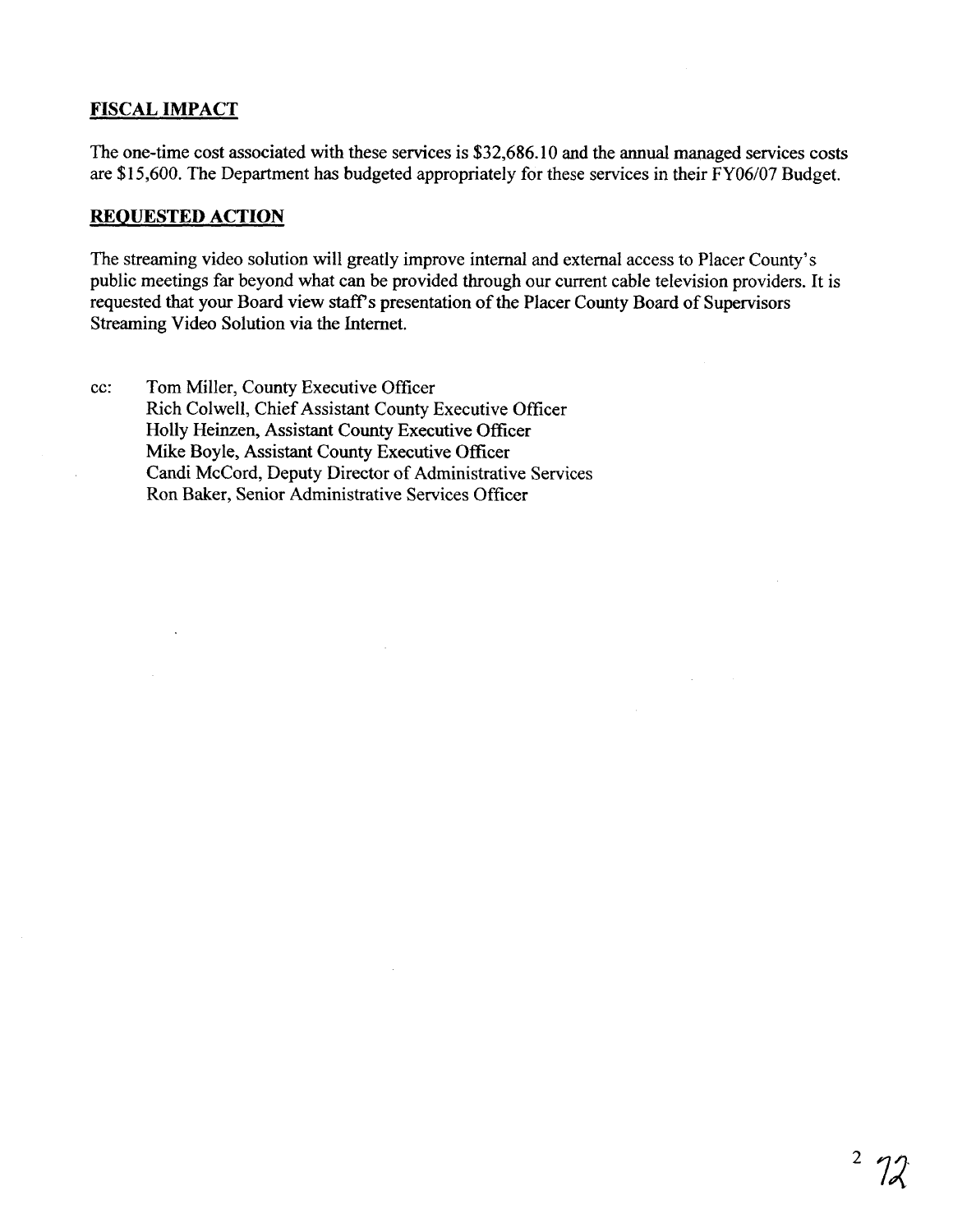## FISCAL IMPACT

The one-time cost associated with these services is $32,686.10 and the annual managed services costs are $15,600. The Department has budgeted appropriately for these services in their FY06/07 Budget.

## REQUESTED ACTION

The streaming video solution will greatly improve internal and external access to Placer County's public meetings far beyond what can be provided through our current cable television providers. It is requested that your Board view staff's presentation of the Placer County Board of Supervisors Streaming Video Solution via the Internet.

cc: Tom Miller, County Executive Officer
Rich Colwell, Chief Assistant County Executive Officer
Holly Heinzen, Assistant County Executive Officer
Mike Boyle, Assistant County Executive Officer
Candi McCord, Deputy Director of Administrative Services
Ron Baker, Senior Administrative Services Officer